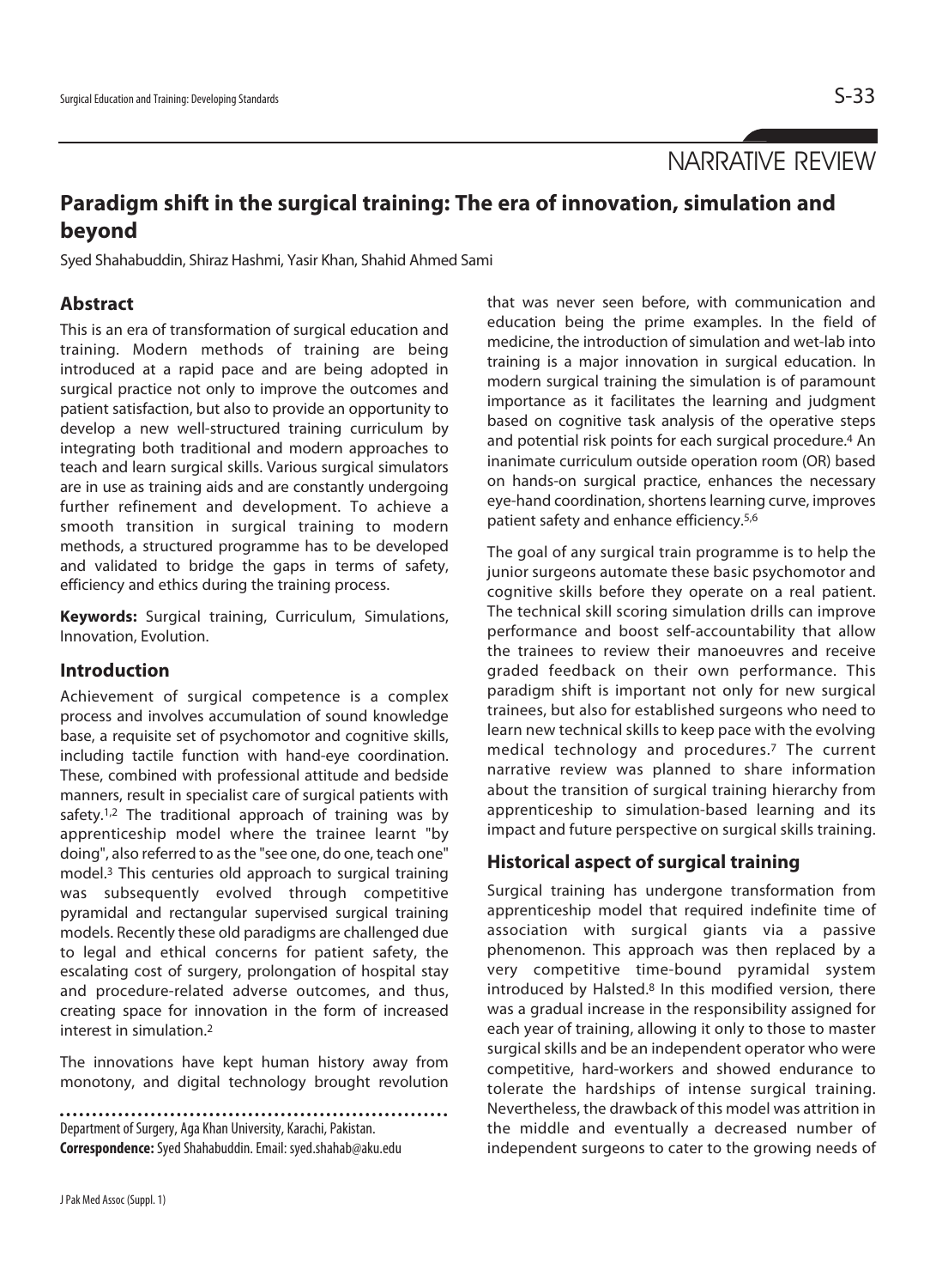NARRATIVE REVIEW

# Paradigm shift in the surgical training: The era of innovation, simulation and beyond

Syed Shahabuddin, Shiraz Hashmi, Yasir Khan, Shahid Ahmed Sami

## Abstract

This is an era of transformation of surgical education and training. Modern methods of training are being introduced at a rapid pace and are being adopted in surgical practice not only to improve the outcomes and patient satisfaction, but also to provide an opportunity to develop a new well-structured training curriculum by integrating both traditional and modern approaches to teach and learn surgical skills. Various surgical simulators are in use as training aids and are constantly undergoing further refinement and development. To achieve a smooth transition in surgical training to modern methods, a structured programme has to be developed and validated to bridge the gaps in terms of safety, efficiency and ethics during the training process.

**Keywords:** Surgical training, Curriculum, Simulations, Innovation, Evolution.

## Introduction

Achievement of surgical competence is a complex process and involves accumulation of sound knowledge base, a requisite set of psychomotor and cognitive skills, including tactile function with hand-eye coordination. These, combined with professional attitude and bedside manners, result in specialist care of surgical patients with safety.[1,2] The traditional approach of training was by apprenticeship model where the trainee learnt "by doing", also referred to as the "see one, do one, teach one" model.[3] This centuries old approach to surgical training was subsequently evolved through competitive pyramidal and rectangular supervised surgical training models. Recently these old paradigms are challenged due to legal and ethical concerns for patient safety, the escalating cost of surgery, prolongation of hospital stay and procedure-related adverse outcomes, and thus, creating space for innovation in the form of increased interest in simulation.[2]

The innovations have kept human history away from monotony, and digital technology brought revolution that was never seen before, with communication and education being the prime examples. In the field of medicine, the introduction of simulation and wet-lab into training is a major innovation in surgical education. In modern surgical training the simulation is of paramount importance as it facilitates the learning and judgment based on cognitive task analysis of the operative steps and potential risk points for each surgical procedure.[4] An inanimate curriculum outside operation room (OR) based on hands-on surgical practice, enhances the necessary eye-hand coordination, shortens learning curve, improves patient safety and enhance efficiency.[5,6]

The goal of any surgical train programme is to help the junior surgeons automate these basic psychomotor and cognitive skills before they operate on a real patient. The technical skill scoring simulation drills can improve performance and boost self-accountability that allow the trainees to review their manoeuvres and receive graded feedback on their own performance. This paradigm shift is important not only for new surgical trainees, but also for established surgeons who need to learn new technical skills to keep pace with the evolving medical technology and procedures.[7] The current narrative review was planned to share information about the transition of surgical training hierarchy from apprenticeship to simulation-based learning and its impact and future perspective on surgical skills training.

## Historical aspect of surgical training

Surgical training has undergone transformation from apprenticeship model that required indefinite time of association with surgical giants via a passive phenomenon. This approach was then replaced by a very competitive time-bound pyramidal system introduced by Halsted.[8] In this modified version, there was a gradual increase in the responsibility assigned for each year of training, allowing it only to those to master surgical skills and be an independent operator who were competitive, hard-workers and showed endurance to tolerate the hardships of intense surgical training. Nevertheless, the drawback of this model was attrition in the middle and eventually a decreased number of independent surgeons to cater to the growing needs of

Department of Surgery, Aga Khan University, Karachi, Pakistan.

**Correspondence:** Syed Shahabuddin. Email: syed.shahab@aku.edu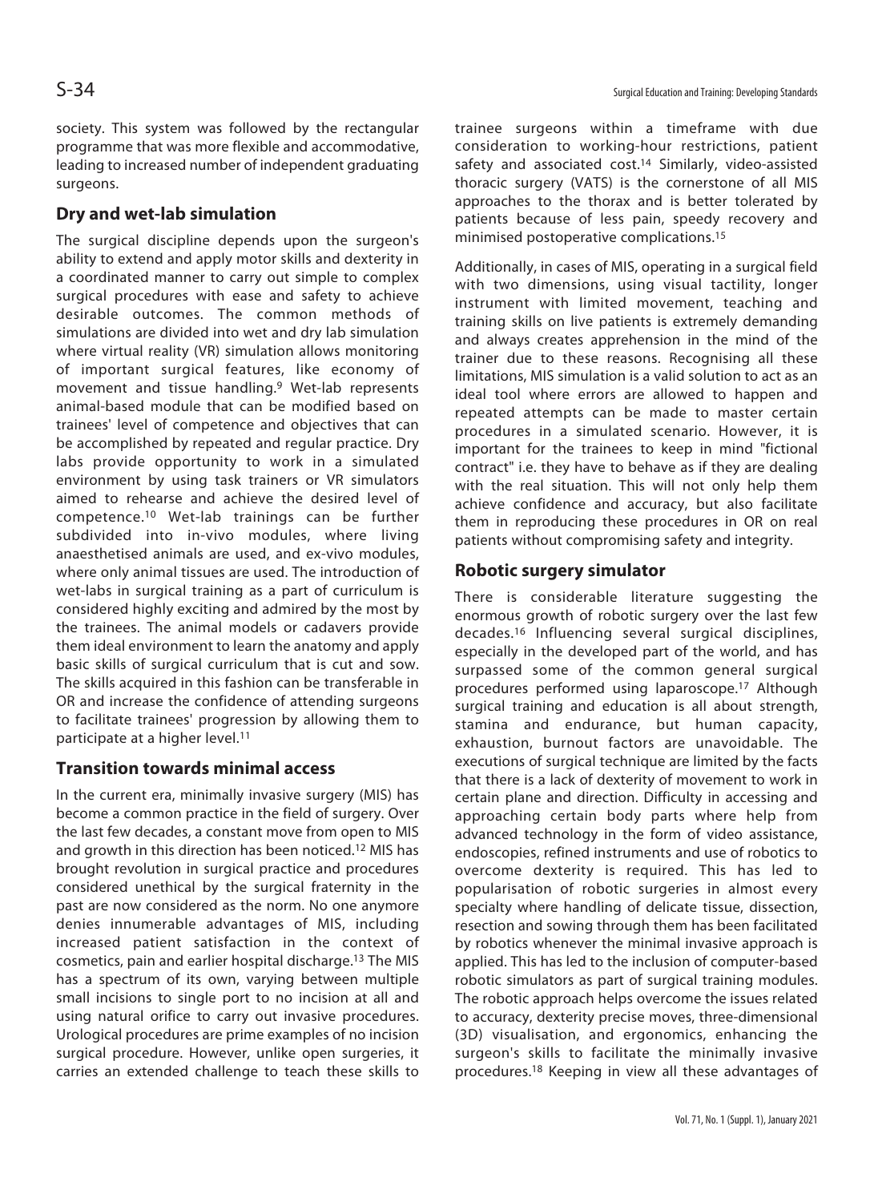society. This system was followed by the rectangular programme that was more flexible and accommodative, leading to increased number of independent graduating surgeons.

## Dry and wet-lab simulation

The surgical discipline depends upon the surgeon's ability to extend and apply motor skills and dexterity in a coordinated manner to carry out simple to complex surgical procedures with ease and safety to achieve desirable outcomes. The common methods of simulations are divided into wet and dry lab simulation where virtual reality (VR) simulation allows monitoring of important surgical features, like economy of movement and tissue handling.[9] Wet-lab represents animal-based module that can be modified based on trainees' level of competence and objectives that can be accomplished by repeated and regular practice. Dry labs provide opportunity to work in a simulated environment by using task trainers or VR simulators aimed to rehearse and achieve the desired level of competence.[10] Wet-lab trainings can be further subdivided into in-vivo modules, where living anaesthetised animals are used, and ex-vivo modules, where only animal tissues are used. The introduction of wet-labs in surgical training as a part of curriculum is considered highly exciting and admired by the most by the trainees. The animal models or cadavers provide them ideal environment to learn the anatomy and apply basic skills of surgical curriculum that is cut and sow. The skills acquired in this fashion can be transferable in OR and increase the confidence of attending surgeons to facilitate trainees' progression by allowing them to participate at a higher level.[11]

## Transition towards minimal access

In the current era, minimally invasive surgery (MIS) has become a common practice in the field of surgery. Over the last few decades, a constant move from open to MIS and growth in this direction has been noticed.[12] MIS has brought revolution in surgical practice and procedures considered unethical by the surgical fraternity in the past are now considered as the norm. No one anymore denies innumerable advantages of MIS, including increased patient satisfaction in the context of cosmetics, pain and earlier hospital discharge.[13] The MIS has a spectrum of its own, varying between multiple small incisions to single port to no incision at all and using natural orifice to carry out invasive procedures. Urological procedures are prime examples of no incision surgical procedure. However, unlike open surgeries, it carries an extended challenge to teach these skills to trainee surgeons within a timeframe with due consideration to working-hour restrictions, patient safety and associated cost.[14] Similarly, video-assisted thoracic surgery (VATS) is the cornerstone of all MIS approaches to the thorax and is better tolerated by patients because of less pain, speedy recovery and minimised postoperative complications.[15]

Additionally, in cases of MIS, operating in a surgical field with two dimensions, using visual tactility, longer instrument with limited movement, teaching and training skills on live patients is extremely demanding and always creates apprehension in the mind of the trainer due to these reasons. Recognising all these limitations, MIS simulation is a valid solution to act as an ideal tool where errors are allowed to happen and repeated attempts can be made to master certain procedures in a simulated scenario. However, it is important for the trainees to keep in mind "fictional contract" i.e. they have to behave as if they are dealing with the real situation. This will not only help them achieve confidence and accuracy, but also facilitate them in reproducing these procedures in OR on real patients without compromising safety and integrity.

## Robotic surgery simulator

There is considerable literature suggesting the enormous growth of robotic surgery over the last few decades.[16] Influencing several surgical disciplines, especially in the developed part of the world, and has surpassed some of the common general surgical procedures performed using laparoscope.[17] Although surgical training and education is all about strength, stamina and endurance, but human capacity, exhaustion, burnout factors are unavoidable. The executions of surgical technique are limited by the facts that there is a lack of dexterity of movement to work in certain plane and direction. Difficulty in accessing and approaching certain body parts where help from advanced technology in the form of video assistance, endoscopies, refined instruments and use of robotics to overcome dexterity is required. This has led to popularisation of robotic surgeries in almost every specialty where handling of delicate tissue, dissection, resection and sowing through them has been facilitated by robotics whenever the minimal invasive approach is applied. This has led to the inclusion of computer-based robotic simulators as part of surgical training modules. The robotic approach helps overcome the issues related to accuracy, dexterity precise moves, three-dimensional (3D) visualisation, and ergonomics, enhancing the surgeon's skills to facilitate the minimally invasive procedures.[18] Keeping in view all these advantages of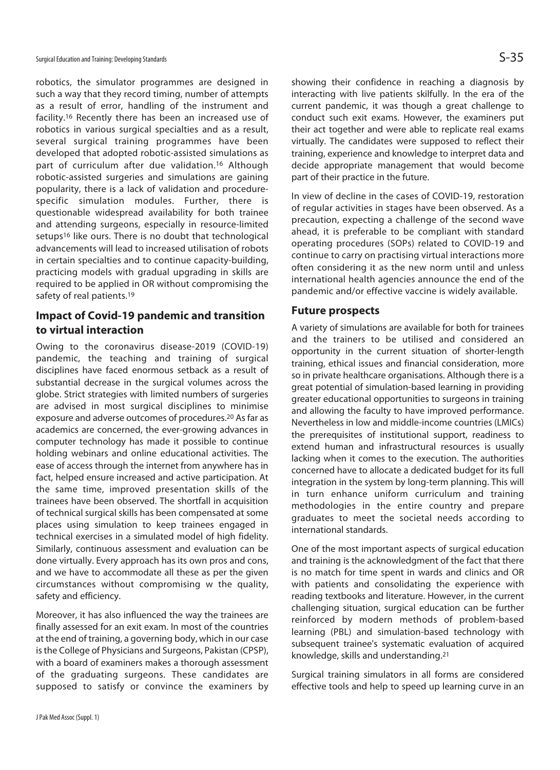robotics, the simulator programmes are designed in such a way that they record timing, number of attempts as a result of error, handling of the instrument and facility.[16] Recently there has been an increased use of robotics in various surgical specialties and as a result, several surgical training programmes have been developed that adopted robotic-assisted simulations as part of curriculum after due validation.[16] Although robotic-assisted surgeries and simulations are gaining popularity, there is a lack of validation and procedure-specific simulation modules. Further, there is questionable widespread availability for both trainee and attending surgeons, especially in resource-limited setups[16] like ours. There is no doubt that technological advancements will lead to increased utilisation of robots in certain specialties and to continue capacity-building, practicing models with gradual upgrading in skills are required to be applied in OR without compromising the safety of real patients.[19]

## Impact of Covid-19 pandemic and transition to virtual interaction

Owing to the coronavirus disease-2019 (COVID-19) pandemic, the teaching and training of surgical disciplines have faced enormous setback as a result of substantial decrease in the surgical volumes across the globe. Strict strategies with limited numbers of surgeries are advised in most surgical disciplines to minimise exposure and adverse outcomes of procedures.[20] As far as academics are concerned, the ever-growing advances in computer technology has made it possible to continue holding webinars and online educational activities. The ease of access through the internet from anywhere has in fact, helped ensure increased and active participation. At the same time, improved presentation skills of the trainees have been observed. The shortfall in acquisition of technical surgical skills has been compensated at some places using simulation to keep trainees engaged in technical exercises in a simulated model of high fidelity. Similarly, continuous assessment and evaluation can be done virtually. Every approach has its own pros and cons, and we have to accommodate all these as per the given circumstances without compromising w the quality, safety and efficiency.

Moreover, it has also influenced the way the trainees are finally assessed for an exit exam. In most of the countries at the end of training, a governing body, which in our case is the College of Physicians and Surgeons, Pakistan (CPSP), with a board of examiners makes a thorough assessment of the graduating surgeons. These candidates are supposed to satisfy or convince the examiners by showing their confidence in reaching a diagnosis by interacting with live patients skilfully. In the era of the current pandemic, it was though a great challenge to conduct such exit exams. However, the examiners put their act together and were able to replicate real exams virtually. The candidates were supposed to reflect their training, experience and knowledge to interpret data and decide appropriate management that would become part of their practice in the future.

In view of decline in the cases of COVID-19, restoration of regular activities in stages have been observed. As a precaution, expecting a challenge of the second wave ahead, it is preferable to be compliant with standard operating procedures (SOPs) related to COVID-19 and continue to carry on practising virtual interactions more often considering it as the new norm until and unless international health agencies announce the end of the pandemic and/or effective vaccine is widely available.

## Future prospects

A variety of simulations are available for both for trainees and the trainers to be utilised and considered an opportunity in the current situation of shorter-length training, ethical issues and financial consideration, more so in private healthcare organisations. Although there is a great potential of simulation-based learning in providing greater educational opportunities to surgeons in training and allowing the faculty to have improved performance. Nevertheless in low and middle-income countries (LMICs) the prerequisites of institutional support, readiness to extend human and infrastructural resources is usually lacking when it comes to the execution. The authorities concerned have to allocate a dedicated budget for its full integration in the system by long-term planning. This will in turn enhance uniform curriculum and training methodologies in the entire country and prepare graduates to meet the societal needs according to international standards.

One of the most important aspects of surgical education and training is the acknowledgment of the fact that there is no match for time spent in wards and clinics and OR with patients and consolidating the experience with reading textbooks and literature. However, in the current challenging situation, surgical education can be further reinforced by modern methods of problem-based learning (PBL) and simulation-based technology with subsequent trainee's systematic evaluation of acquired knowledge, skills and understanding.[21]

Surgical training simulators in all forms are considered effective tools and help to speed up learning curve in an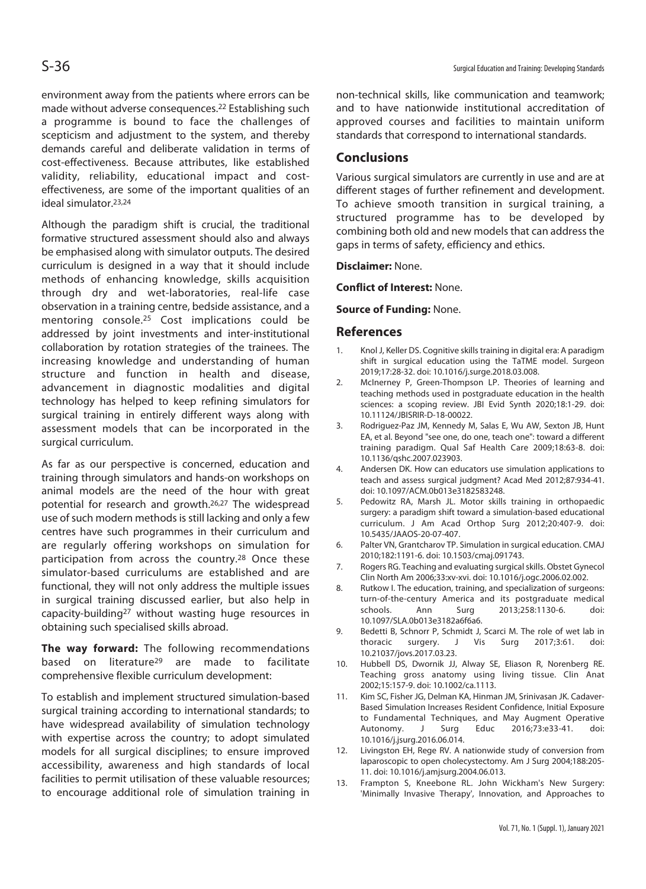environment away from the patients where errors can be made without adverse consequences.[22] Establishing such a programme is bound to face the challenges of scepticism and adjustment to the system, and thereby demands careful and deliberate validation in terms of cost-effectiveness. Because attributes, like established validity, reliability, educational impact and cost-effectiveness, are some of the important qualities of an ideal simulator.[23,24]

Although the paradigm shift is crucial, the traditional formative structured assessment should also and always be emphasised along with simulator outputs. The desired curriculum is designed in a way that it should include methods of enhancing knowledge, skills acquisition through dry and wet-laboratories, real-life case observation in a training centre, bedside assistance, and a mentoring console.[25] Cost implications could be addressed by joint investments and inter-institutional collaboration by rotation strategies of the trainees. The increasing knowledge and understanding of human structure and function in health and disease, advancement in diagnostic modalities and digital technology has helped to keep refining simulators for surgical training in entirely different ways along with assessment models that can be incorporated in the surgical curriculum.

As far as our perspective is concerned, education and training through simulators and hands-on workshops on animal models are the need of the hour with great potential for research and growth.[26,27] The widespread use of such modern methods is still lacking and only a few centres have such programmes in their curriculum and are regularly offering workshops on simulation for participation from across the country.[28] Once these simulator-based curriculums are established and are functional, they will not only address the multiple issues in surgical training discussed earlier, but also help in capacity-building[27] without wasting huge resources in obtaining such specialised skills abroad.

**The way forward:** The following recommendations based on literature[29] are made to facilitate comprehensive flexible curriculum development:

To establish and implement structured simulation-based surgical training according to international standards; to have widespread availability of simulation technology with expertise across the country; to adopt simulated models for all surgical disciplines; to ensure improved accessibility, awareness and high standards of local facilities to permit utilisation of these valuable resources; to encourage additional role of simulation training in non-technical skills, like communication and teamwork; and to have nationwide institutional accreditation of approved courses and facilities to maintain uniform standards that correspond to international standards.

## Conclusions

Various surgical simulators are currently in use and are at different stages of further refinement and development. To achieve smooth transition in surgical training, a structured programme has to be developed by combining both old and new models that can address the gaps in terms of safety, efficiency and ethics.

**Disclaimer:** None.

**Conflict of Interest:** None.

**Source of Funding:** None.

## References

1. Knol J, Keller DS. Cognitive skills training in digital era: A paradigm shift in surgical education using the TaTME model. Surgeon 2019;17:28-32. doi: 10.1016/j.surge.2018.03.008.
2. McInerney P, Green-Thompson LP. Theories of learning and teaching methods used in postgraduate education in the health sciences: a scoping review. JBI Evid Synth 2020;18:1-29. doi: 10.11124/JBISRIR-D-18-00022.
3. Rodriguez-Paz JM, Kennedy M, Salas E, Wu AW, Sexton JB, Hunt EA, et al. Beyond "see one, do one, teach one": toward a different training paradigm. Qual Saf Health Care 2009;18:63-8. doi: 10.1136/qshc.2007.023903.
4. Andersen DK. How can educators use simulation applications to teach and assess surgical judgment? Acad Med 2012;87:934-41. doi: 10.1097/ACM.0b013e3182583248.
5. Pedowitz RA, Marsh JL. Motor skills training in orthopaedic surgery: a paradigm shift toward a simulation-based educational curriculum. J Am Acad Orthop Surg 2012;20:407-9. doi: 10.5435/JAAOS-20-07-407.
6. Palter VN, Grantcharov TP. Simulation in surgical education. CMAJ 2010;182:1191-6. doi: 10.1503/cmaj.091743.
7. Rogers RG. Teaching and evaluating surgical skills. Obstet Gynecol Clin North Am 2006;33:xv-xvi. doi: 10.1016/j.ogc.2006.02.002.
8. Rutkow I. The education, training, and specialization of surgeons: turn-of-the-century America and its postgraduate medical schools. Ann Surg 2013;258:1130-6. doi: 10.1097/SLA.0b013e3182a6f6a6.
9. Bedetti B, Schnorr P, Schmidt J, Scarci M. The role of wet lab in thoracic surgery. J Vis Surg 2017;3:61. doi: 10.21037/jovs.2017.03.23.
10. Hubbell DS, Dwornik JJ, Alway SE, Eliason R, Norenberg RE. Teaching gross anatomy using living tissue. Clin Anat 2002;15:157-9. doi: 10.1002/ca.1113.
11. Kim SC, Fisher JG, Delman KA, Hinman JM, Srinivasan JK. Cadaver-Based Simulation Increases Resident Confidence, Initial Exposure to Fundamental Techniques, and May Augment Operative Autonomy. J Surg Educ 2016;73:e33-41. doi: 10.1016/j.jsurg.2016.06.014.
12. Livingston EH, Rege RV. A nationwide study of conversion from laparoscopic to open cholecystectomy. Am J Surg 2004;188:205-11. doi: 10.1016/j.amjsurg.2004.06.013.
13. Frampton S, Kneebone RL. John Wickham's New Surgery: 'Minimally Invasive Therapy', Innovation, and Approaches to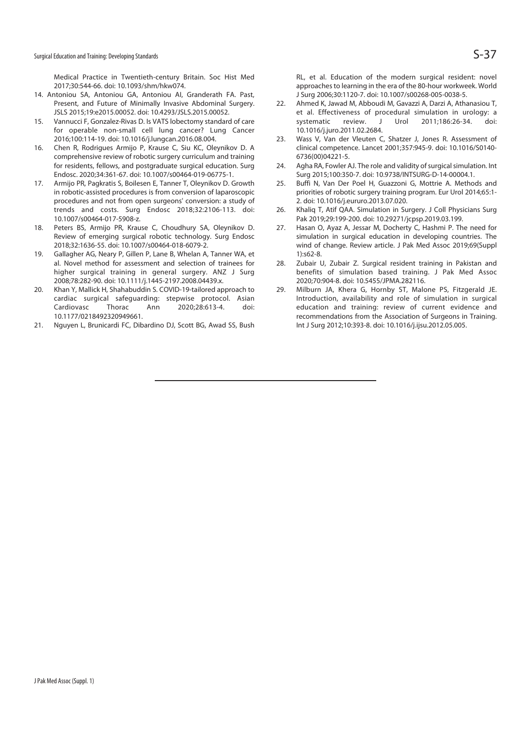Medical Practice in Twentieth-century Britain. Soc Hist Med 2017;30:544-66. doi: 10.1093/shm/hkw074.

14. Antoniou SA, Antoniou GA, Antoniou AI, Granderath FA. Past, Present, and Future of Minimally Invasive Abdominal Surgery. JSLS 2015;19:e2015.00052. doi: 10.4293/JSLS.2015.00052.
15. Vannucci F, Gonzalez-Rivas D. Is VATS lobectomy standard of care for operable non-small cell lung cancer? Lung Cancer 2016;100:114-19. doi: 10.1016/j.lungcan.2016.08.004.
16. Chen R, Rodrigues Armijo P, Krause C, Siu KC, Oleynikov D. A comprehensive review of robotic surgery curriculum and training for residents, fellows, and postgraduate surgical education. Surg Endosc. 2020;34:361-67. doi: 10.1007/s00464-019-06775-1.
17. Armijo PR, Pagkratis S, Boilesen E, Tanner T, Oleynikov D. Growth in robotic-assisted procedures is from conversion of laparoscopic procedures and not from open surgeons' conversion: a study of trends and costs. Surg Endosc 2018;32:2106-113. doi: 10.1007/s00464-017-5908-z.
18. Peters BS, Armijo PR, Krause C, Choudhury SA, Oleynikov D. Review of emerging surgical robotic technology. Surg Endosc 2018;32:1636-55. doi: 10.1007/s00464-018-6079-2.
19. Gallagher AG, Neary P, Gillen P, Lane B, Whelan A, Tanner WA, et al. Novel method for assessment and selection of trainees for higher surgical training in general surgery. ANZ J Surg 2008;78:282-90. doi: 10.1111/j.1445-2197.2008.04439.x.
20. Khan Y, Mallick H, Shahabuddin S. COVID-19-tailored approach to cardiac surgical safeguarding: stepwise protocol. Asian Cardiovasc Thorac Ann 2020;28:613-4. doi: 10.1177/0218492320949661.
21. Nguyen L, Brunicardi FC, Dibardino DJ, Scott BG, Awad SS, Bush RL, et al. Education of the modern surgical resident: novel approaches to learning in the era of the 80-hour workweek. World J Surg 2006;30:1120-7. doi: 10.1007/s00268-005-0038-5.
22. Ahmed K, Jawad M, Abboudi M, Gavazzi A, Darzi A, Athanasiou T, et al. Effectiveness of procedural simulation in urology: a systematic review. J Urol 2011;186:26-34. doi: 10.1016/j.juro.2011.02.2684.
23. Wass V, Van der Vleuten C, Shatzer J, Jones R. Assessment of clinical competence. Lancet 2001;357:945-9. doi: 10.1016/S0140-6736(00)04221-5.
24. Agha RA, Fowler AJ. The role and validity of surgical simulation. Int Surg 2015;100:350-7. doi: 10.9738/INTSURG-D-14-00004.1.
25. Buffi N, Van Der Poel H, Guazzoni G, Mottrie A. Methods and priorities of robotic surgery training program. Eur Urol 2014;65:1-2. doi: 10.1016/j.eururo.2013.07.020.
26. Khaliq T, Atif QAA. Simulation in Surgery. J Coll Physicians Surg Pak 2019;29:199-200. doi: 10.29271/jcpsp.2019.03.199.
27. Hasan O, Ayaz A, Jessar M, Docherty C, Hashmi P. The need for simulation in surgical education in developing countries. The wind of change. Review article. J Pak Med Assoc 2019;69(Suppl 1):s62-8.
28. Zubair U, Zubair Z. Surgical resident training in Pakistan and benefits of simulation based training. J Pak Med Assoc 2020;70:904-8. doi: 10.5455/JPMA.282116.
29. Milburn JA, Khera G, Hornby ST, Malone PS, Fitzgerald JE. Introduction, availability and role of simulation in surgical education and training: review of current evidence and recommendations from the Association of Surgeons in Training. Int J Surg 2012;10:393-8. doi: 10.1016/j.ijsu.2012.05.005.